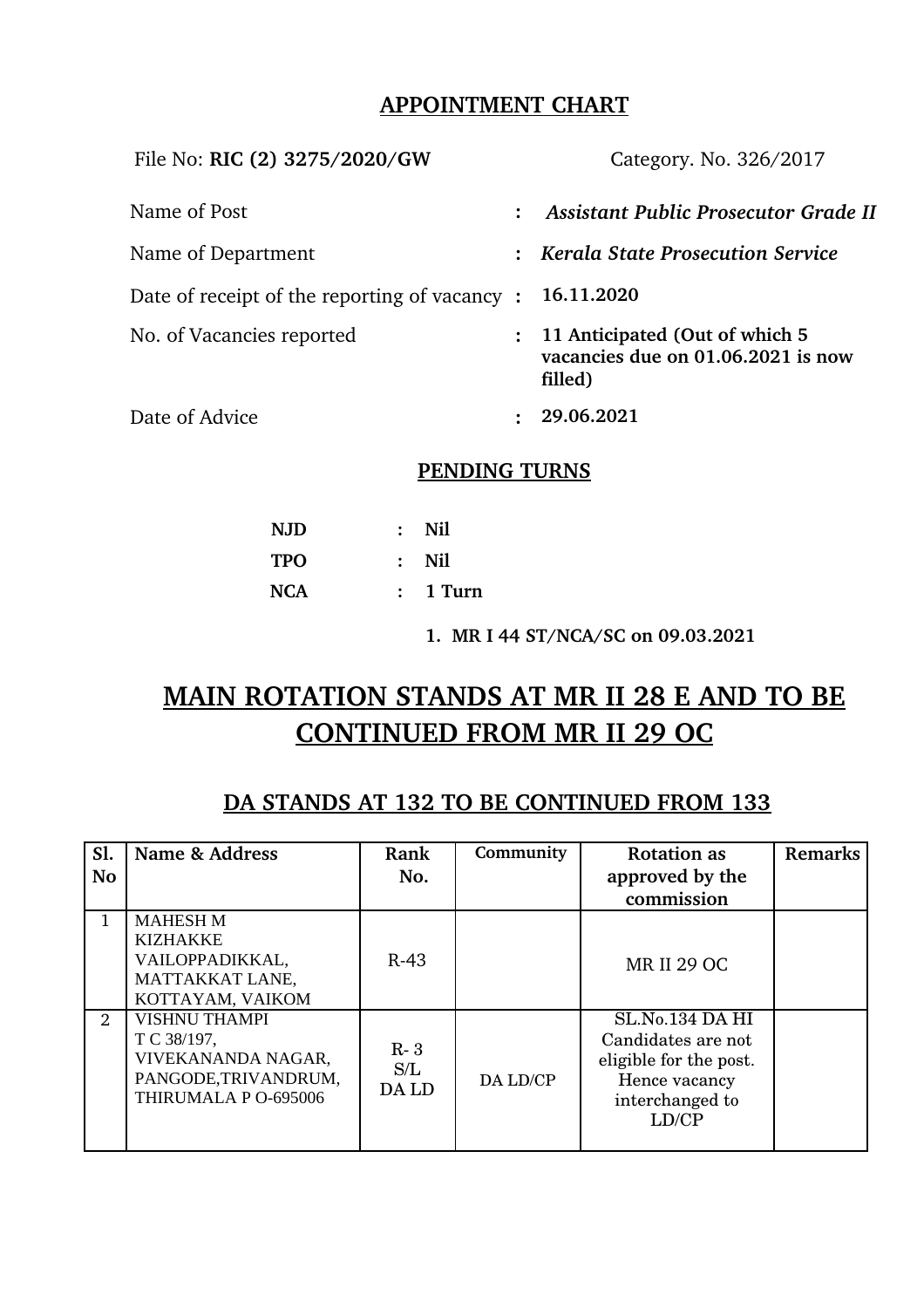## APPOINTMENT CHART

File No: **RIC (2) 3275/2020/GW** Category. No. 326/2017

| | | |
|---|---|---|
| Name of Post | : | ***Assistant Public Prosecutor Grade II*** |
| Name of Department | : | ***Kerala State Prosecution Service*** |
| Date of receipt of the reporting of vacancy | : | **16.11.2020** |
| No. of Vacancies reported | : | **11 Anticipated (Out of which 5 vacancies due on 01.06.2021 is now filled)** |
| Date of Advice | : | **29.06.2021** |

### PENDING TURNS

| | | |
|---|---|---|
| **NJD** | : | **Nil** |
| **TPO** | : | **Nil** |
| **NCA** | : | **1 Turn** |

1. **MR I 44 ST/NCA/SC on 09.03.2021**

# MAIN ROTATION STANDS AT MR II 28 E AND TO BE CONTINUED FROM MR II 29 OC

## DA STANDS AT 132 TO BE CONTINUED FROM 133

| Sl. No | Name & Address | Rank No. | Community | Rotation as approved by the commission | Remarks |
|---|---|---|---|---|---|
| 1 | MAHESH M KIZHAKKE VAILOPPADIKKAL, MATTAKKAT LANE, KOTTAYAM, VAIKOM | R-43 | | MR II 29 OC | |
| 2 | VISHNU THAMPI T C 38/197, VIVEKANANDA NAGAR, PANGODE,TRIVANDRUM, THIRUMALA P O-695006 | R- 3 S/L DA LD | DA LD/CP | SL.No.134 DA HI Candidates are not eligible for the post. Hence vacancy interchanged to LD/CP | |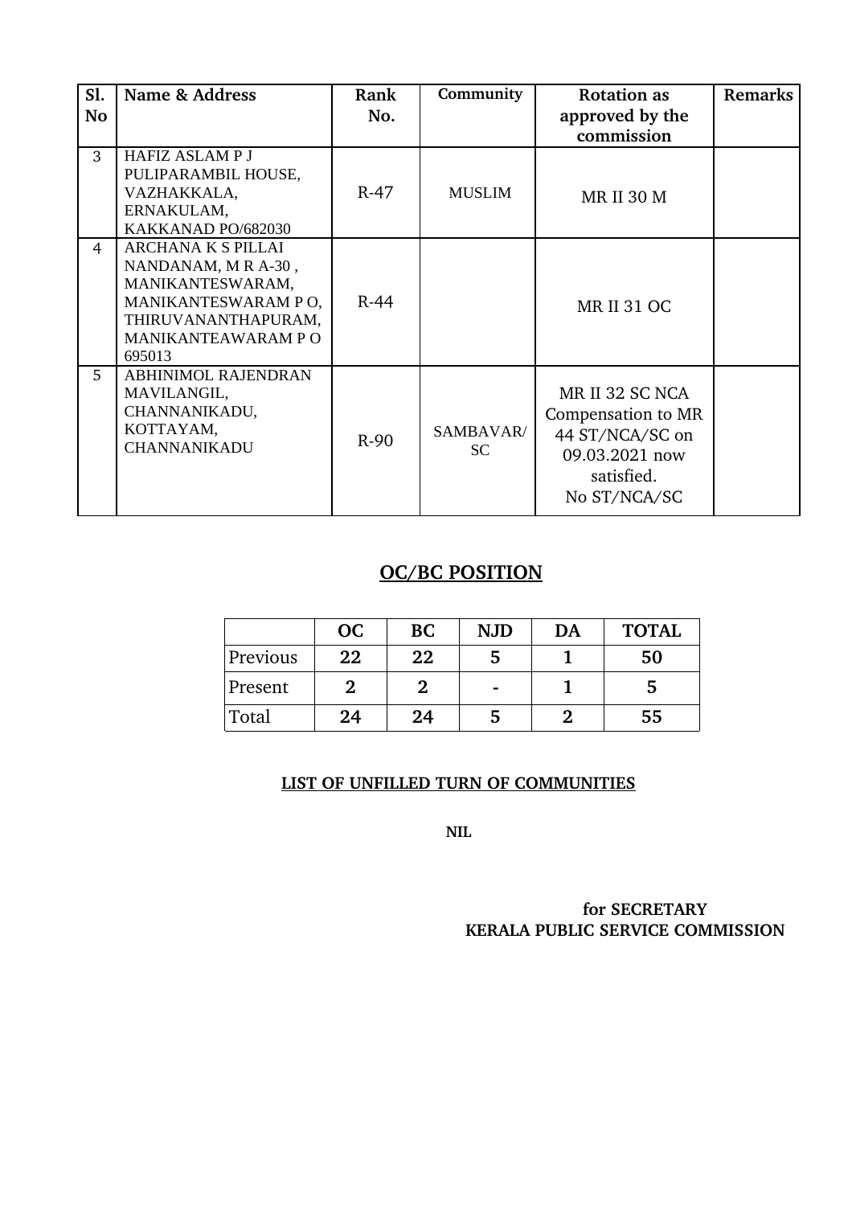| Sl. No | Name & Address | Rank No. | Community | Rotation as approved by the commission | Remarks |
|---|---|---|---|---|---|
| 3 | HAFIZ ASLAM P J PULIPARAMBIL HOUSE, VAZHAKKALA, ERNAKULAM, KAKKANAD PO/682030 | R-47 | MUSLIM | MR II 30 M | |
| 4 | ARCHANA K S PILLAI NANDANAM, M R A-30 , MANIKANTESWARAM, MANIKANTESWARAM P O, THIRUVANANTHAPURAM, MANIKANTEAWARAM P O 695013 | R-44 | | MR II 31 OC | |
| 5 | ABHINIMOL RAJENDRAN MAVILANGIL, CHANNANIKADU, KOTTAYAM, CHANNANIKADU | R-90 | SAMBAVAR/ SC | MR II 32 SC NCA Compensation to MR 44 ST/NCA/SC on 09.03.2021 now satisfied. No ST/NCA/SC | |

## OC/BC POSITION

| | OC | BC | NJD | DA | TOTAL |
|---|---|---|---|---|---|
| Previous | 22 | 22 | 5 | 1 | 50 |
| Present | 2 | 2 | - | 1 | 5 |
| Total | 24 | 24 | 5 | 2 | 55 |

**LIST OF UNFILLED TURN OF COMMUNITIES**

**NIL**

**for SECRETARY**
**KERALA PUBLIC SERVICE COMMISSION**